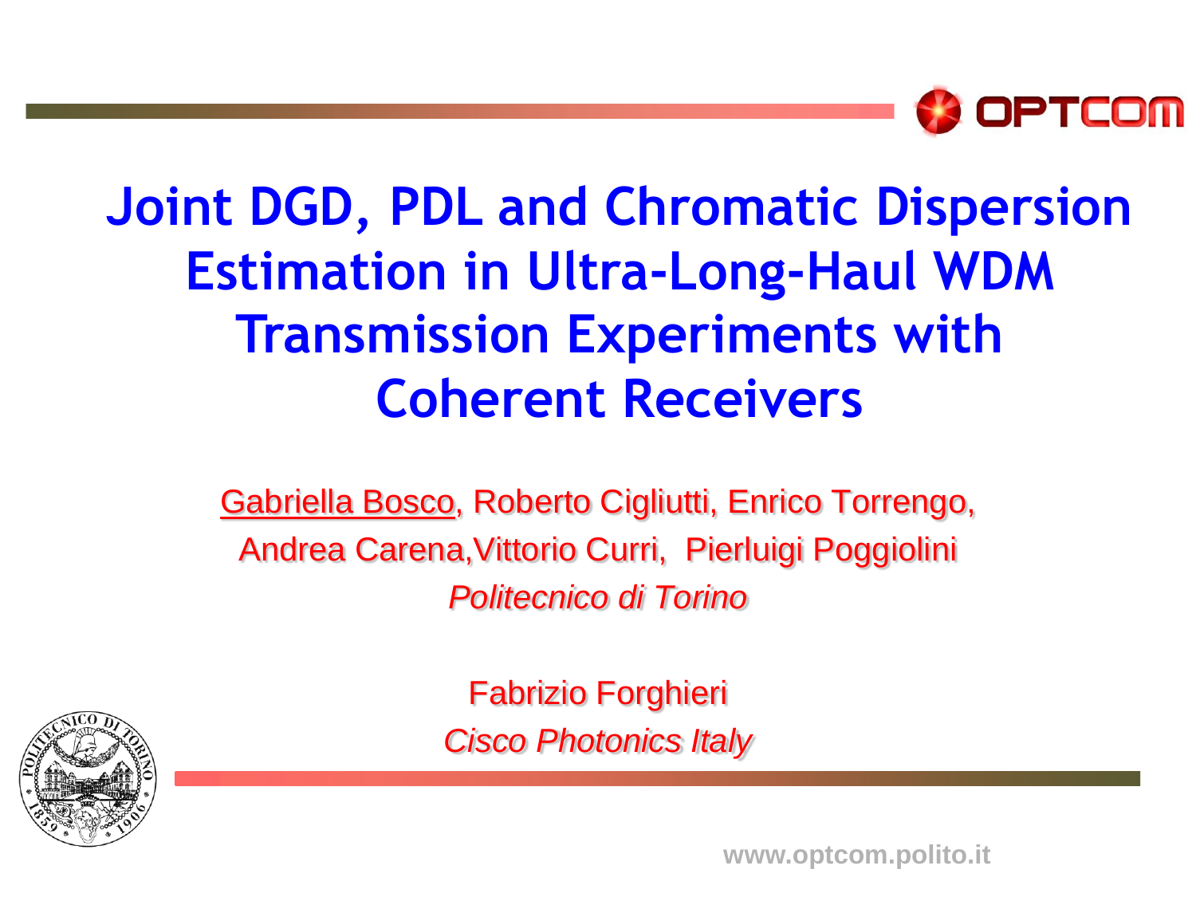# Joint DGD, PDL and Chromatic Dispersion Estimation in Ultra-Long-Haul WDM Transmission Experiments with Coherent Receivers

Gabriella Bosco, Roberto Cigliutti, Enrico Torrengo, Andrea Carena, Vittorio Curri, Pierluigi Poggiolini

*Politecnico di Torino*

Fabrizio Forghieri

*Cisco Photonics Italy*

www.optcom.polito.it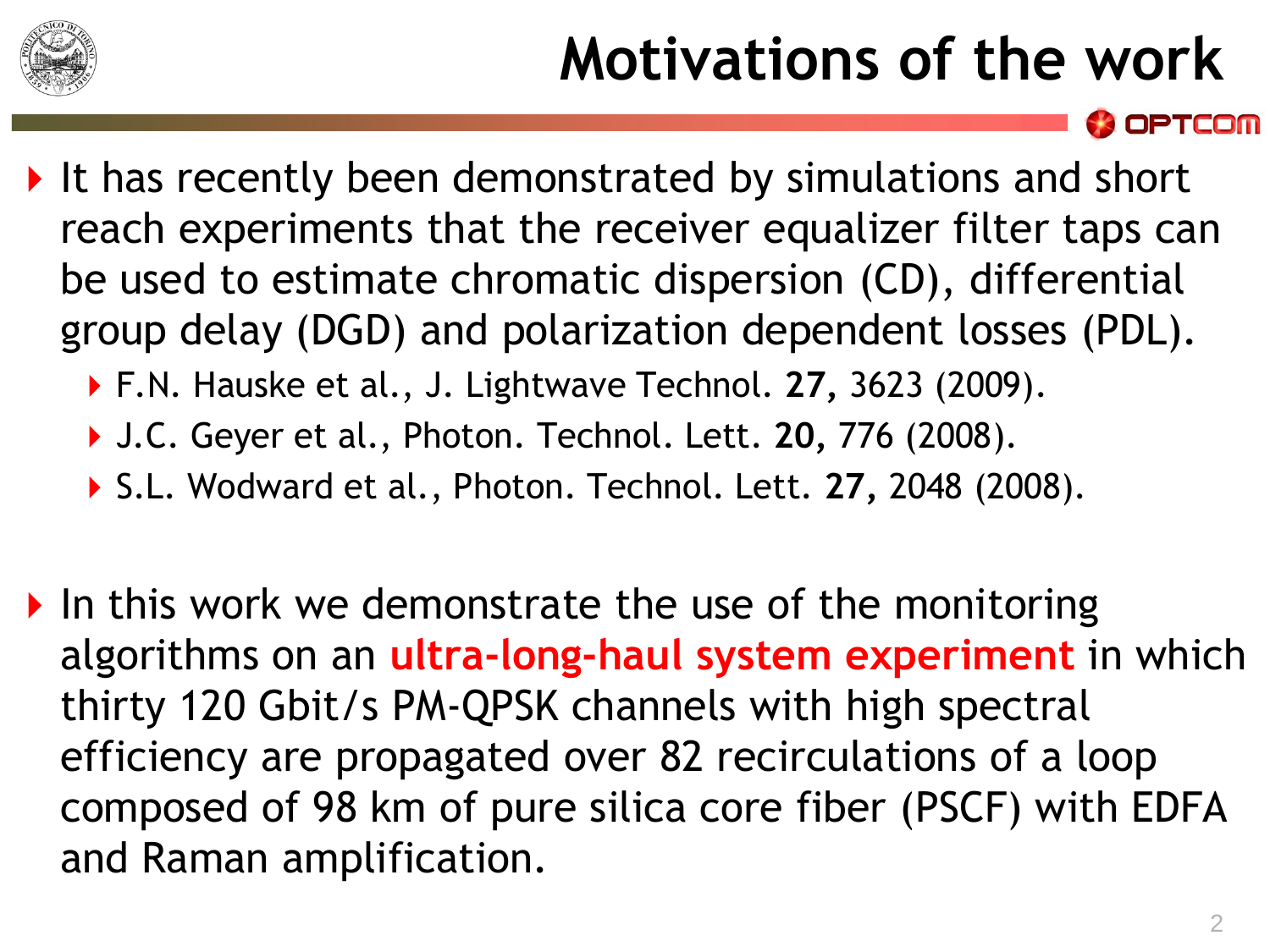# Motivations of the work

- It has recently been demonstrated by simulations and short reach experiments that the receiver equalizer filter taps can be used to estimate chromatic dispersion (CD), differential group delay (DGD) and polarization dependent losses (PDL).
  - F.N. Hauske et al., J. Lightwave Technol. **27,** 3623 (2009).
  - J.C. Geyer et al., Photon. Technol. Lett. **20,** 776 (2008).
  - S.L. Wodward et al., Photon. Technol. Lett. **27,** 2048 (2008).

- In this work we demonstrate the use of the monitoring algorithms on an **ultra-long-haul system experiment** in which thirty 120 Gbit/s PM-QPSK channels with high spectral efficiency are propagated over 82 recirculations of a loop composed of 98 km of pure silica core fiber (PSCF) with EDFA and Raman amplification.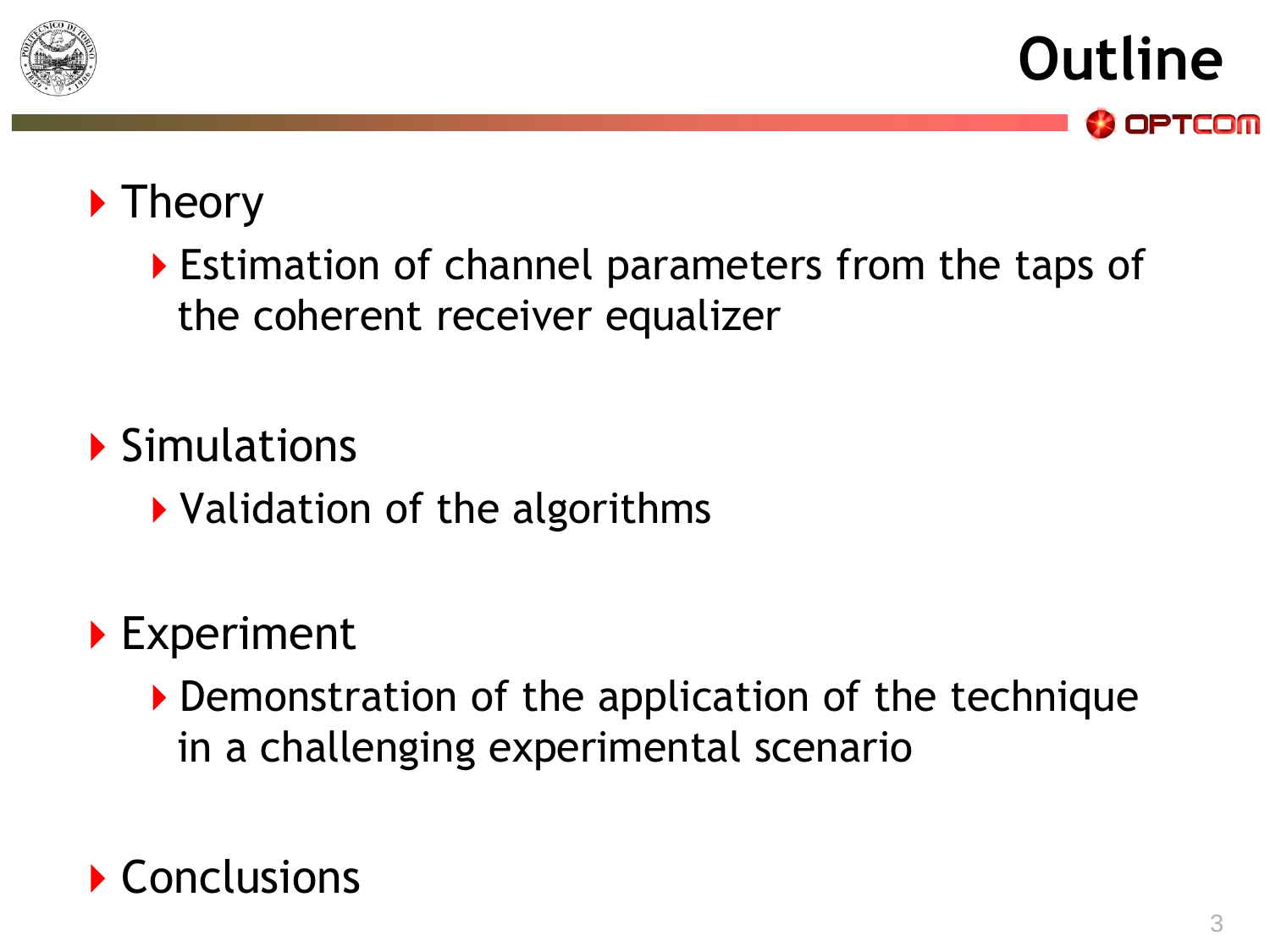# Outline

- Theory
  - Estimation of channel parameters from the taps of the coherent receiver equalizer

- Simulations
  - Validation of the algorithms

- Experiment
  - Demonstration of the application of the technique in a challenging experimental scenario

- Conclusions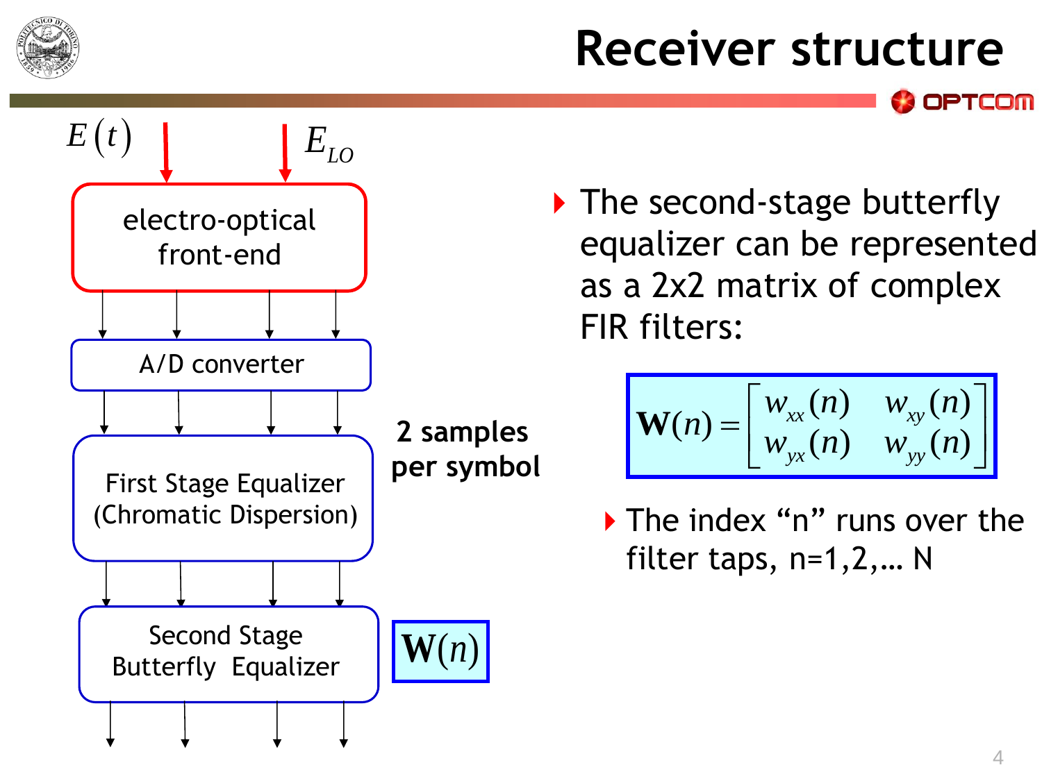# Receiver structure

$E(t)$ → **electro-optical front-end** ← $E_{LO}$

↓

**A/D converter**

↓

**First Stage Equalizer (Chromatic Dispersion)** — **2 samples per symbol**

↓

**Second Stage Butterfly Equalizer** — $\mathbf{W}(n)$

↓

- The second-stage butterfly equalizer can be represented as a 2x2 matrix of complex FIR filters:

$$\mathbf{W}(n) = \begin{bmatrix} w_{xx}(n) & w_{xy}(n) \\ w_{yx}(n) & w_{yy}(n) \end{bmatrix}$$

  - The index "n" runs over the filter taps, n=1,2,… N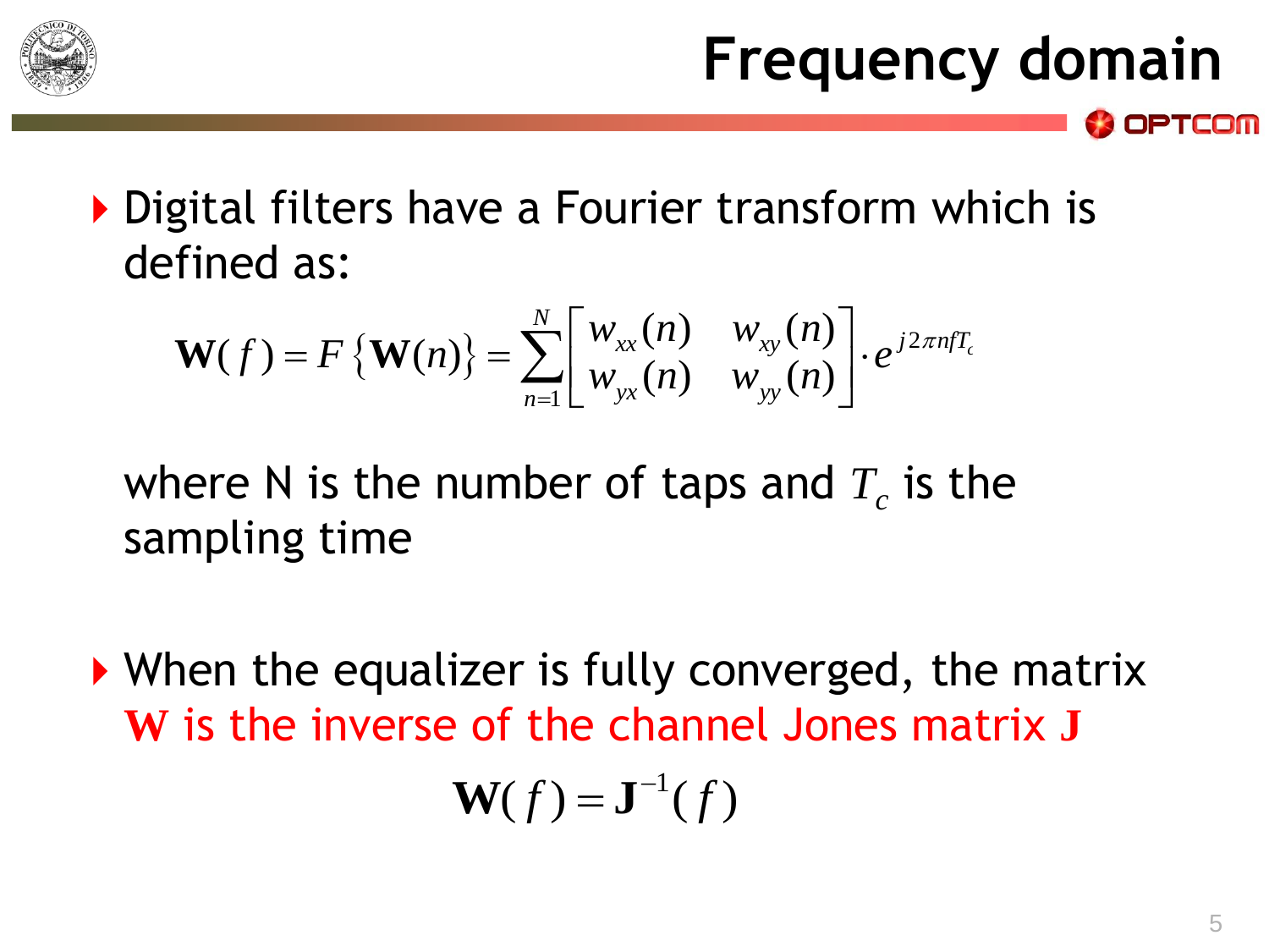# Frequency domain

- Digital filters have a Fourier transform which is defined as:

$$\mathbf{W}(f) = F\left\{\mathbf{W}(n)\right\} = \sum_{n=1}^{N} \begin{bmatrix} w_{xx}(n) & w_{xy}(n) \\ w_{yx}(n) & w_{yy}(n) \end{bmatrix} \cdot e^{j2\pi n f T_c}$$

where N is the number of taps and $T_c$ is the sampling time

- When the equalizer is fully converged, the matrix **W** is the inverse of the channel Jones matrix **J**

$$\mathbf{W}(f) = \mathbf{J}^{-1}(f)$$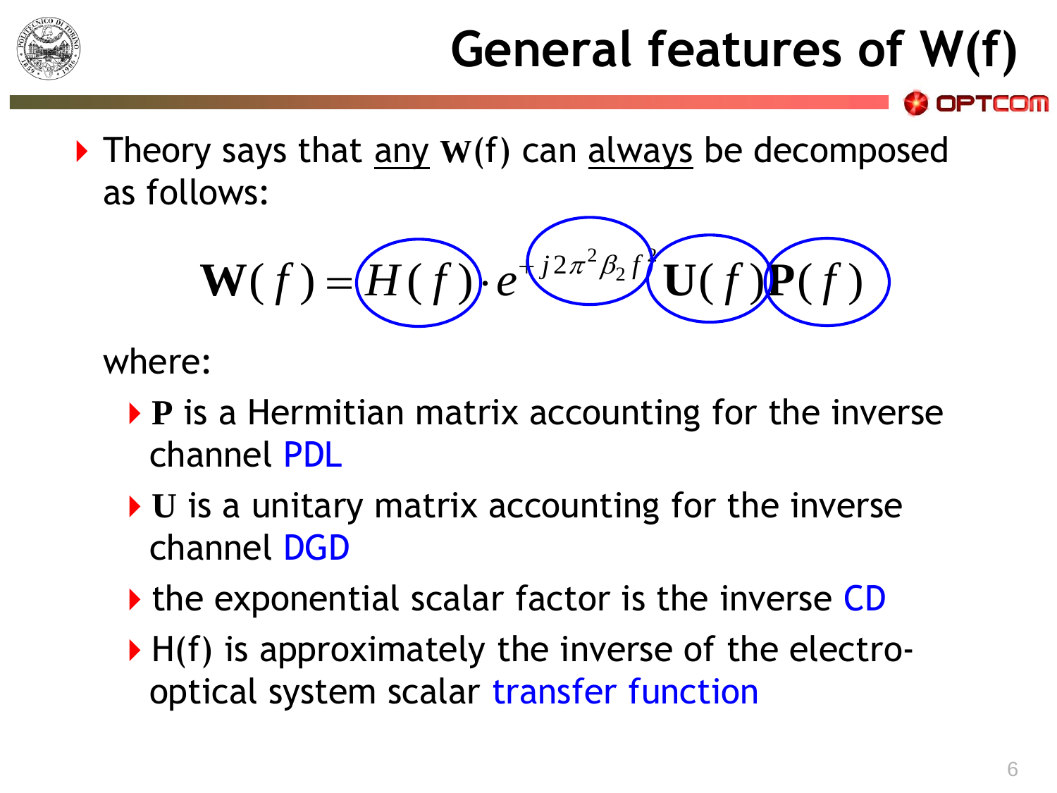# General features of W(f)

- Theory says that <u>any</u> $\mathbf{W}(f)$ can <u>always</u> be decomposed as follows:

$$\mathbf{W}(f) = H(f) \cdot e^{+j2\pi^2\beta_2 f^2}\mathbf{U}(f)\mathbf{P}(f)$$

where:

- $\mathbf{P}$ is a Hermitian matrix accounting for the inverse channel PDL
- $\mathbf{U}$ is a unitary matrix accounting for the inverse channel DGD
- the exponential scalar factor is the inverse CD
- H(f) is approximately the inverse of the electro-optical system scalar transfer function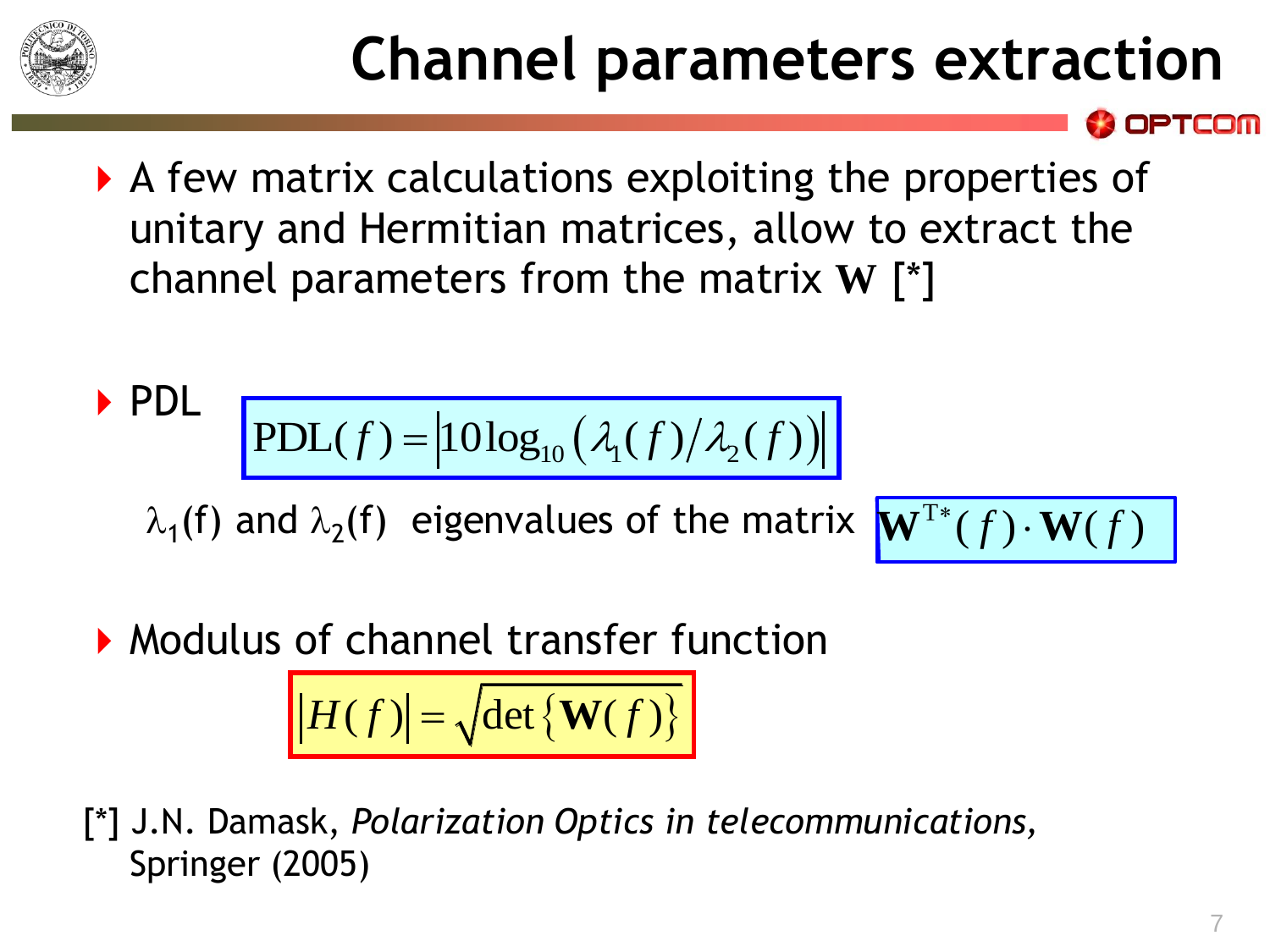# Channel parameters extraction

- A few matrix calculations exploiting the properties of unitary and Hermitian matrices, allow to extract the channel parameters from the matrix **W** [*]

- PDL

$$\mathrm{PDL}(f) = \left| 10\log_{10}\left(\lambda_1(f)/\lambda_2(f)\right) \right|$$

$\lambda_1$(f) and $\lambda_2$(f) eigenvalues of the matrix $\mathbf{W}^{T*}(f) \cdot \mathbf{W}(f)$

- Modulus of channel transfer function

$$\left| H(f) \right| = \sqrt{\det\left\{ \mathbf{W}(f) \right\}}$$

[*] J.N. Damask, *Polarization Optics in telecommunications,* Springer (2005)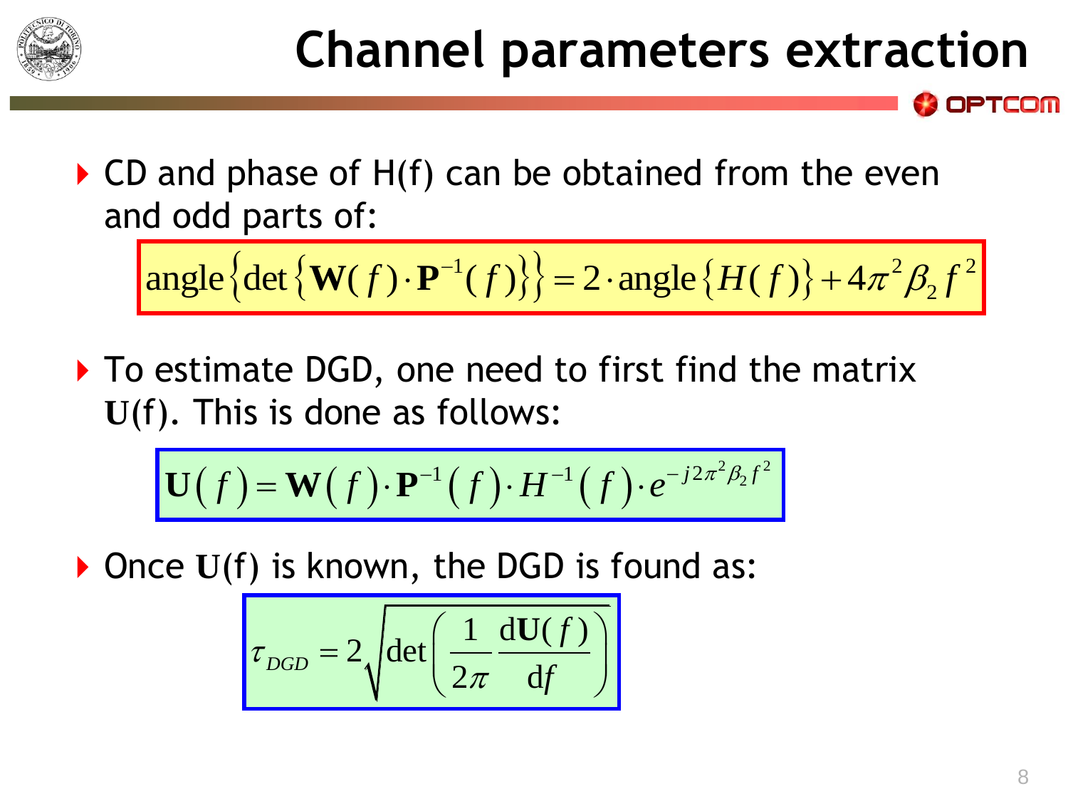# Channel parameters extraction

- CD and phase of H(f) can be obtained from the even and odd parts of:

$$\text{angle}\left\{\det\left\{\mathbf{W}(f)\cdot\mathbf{P}^{-1}(f)\right\}\right\} = 2\cdot\text{angle}\left\{H(f)\right\} + 4\pi^2\beta_2 f^2$$

- To estimate DGD, one need to first find the matrix **U**(f). This is done as follows:

$$\mathbf{U}(f) = \mathbf{W}(f)\cdot\mathbf{P}^{-1}(f)\cdot H^{-1}(f)\cdot e^{-j2\pi^2\beta_2 f^2}$$

- Once **U**(f) is known, the DGD is found as:

$$\tau_{DGD} = 2\sqrt{\det\left(\frac{1}{2\pi}\frac{\mathrm{d}\mathbf{U}(f)}{\mathrm{d}f}\right)}$$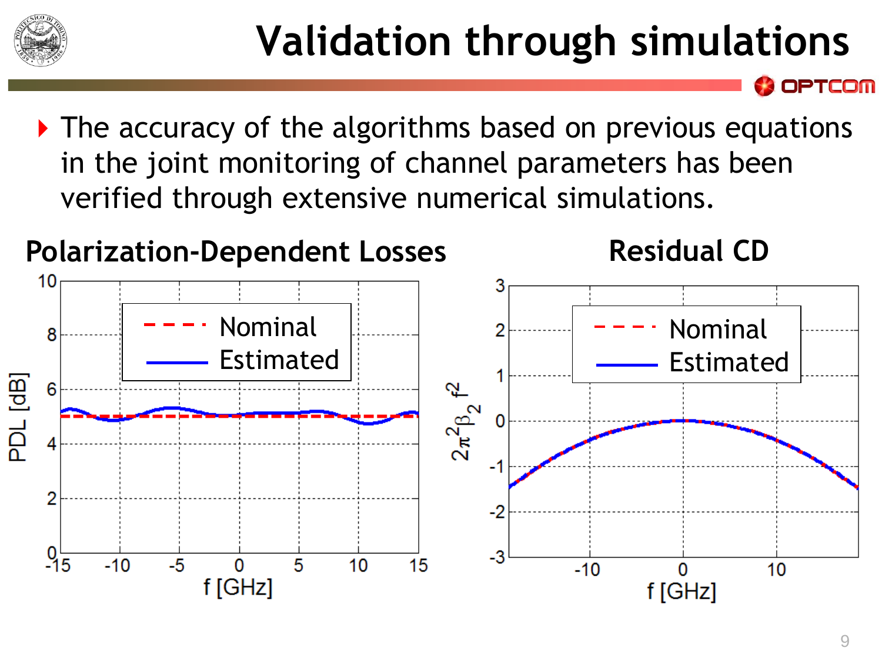# Validation through simulations

- The accuracy of the algorithms based on previous equations in the joint monitoring of channel parameters has been verified through extensive numerical simulations.

**Polarization-Dependent Losses**

**Residual CD**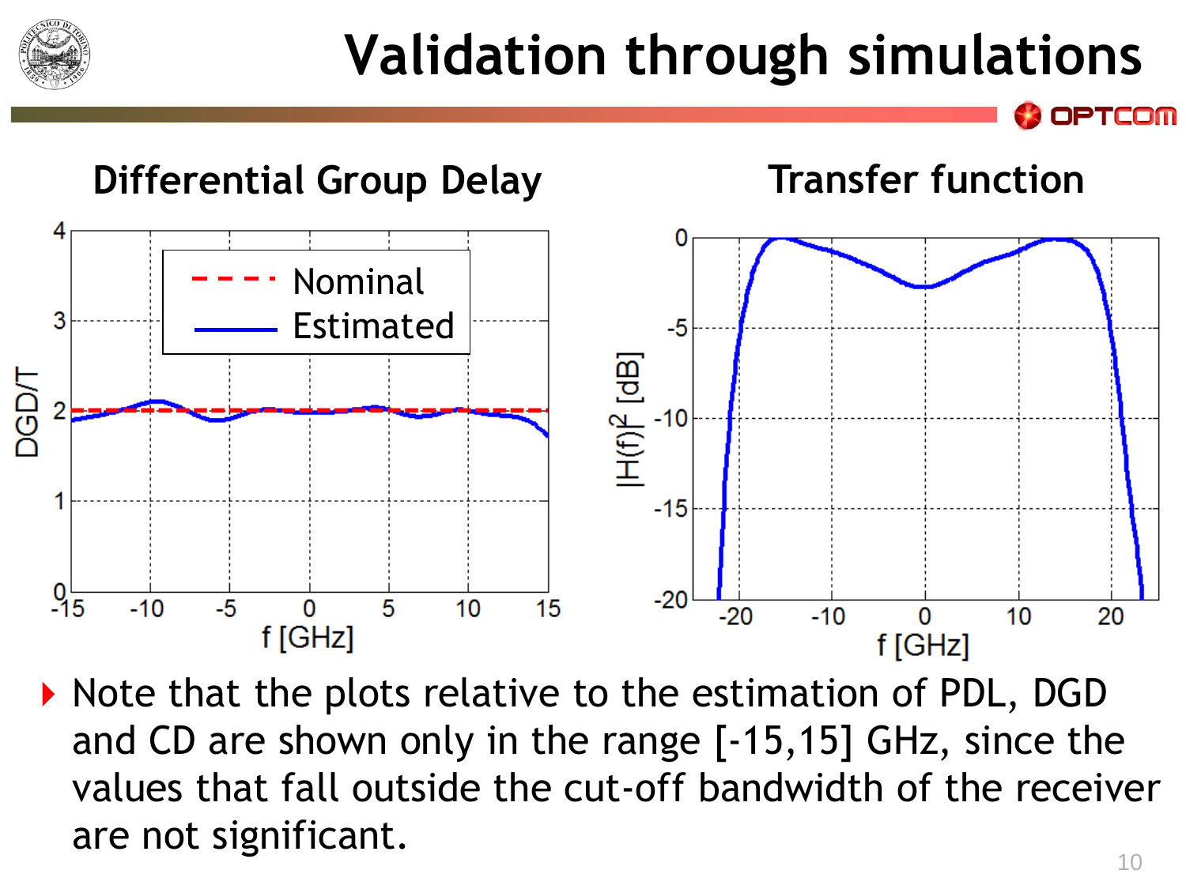# Validation through simulations

### Differential Group Delay

### Transfer function

- Note that the plots relative to the estimation of PDL, DGD and CD are shown only in the range [-15,15] GHz, since the values that fall outside the cut-off bandwidth of the receiver are not significant.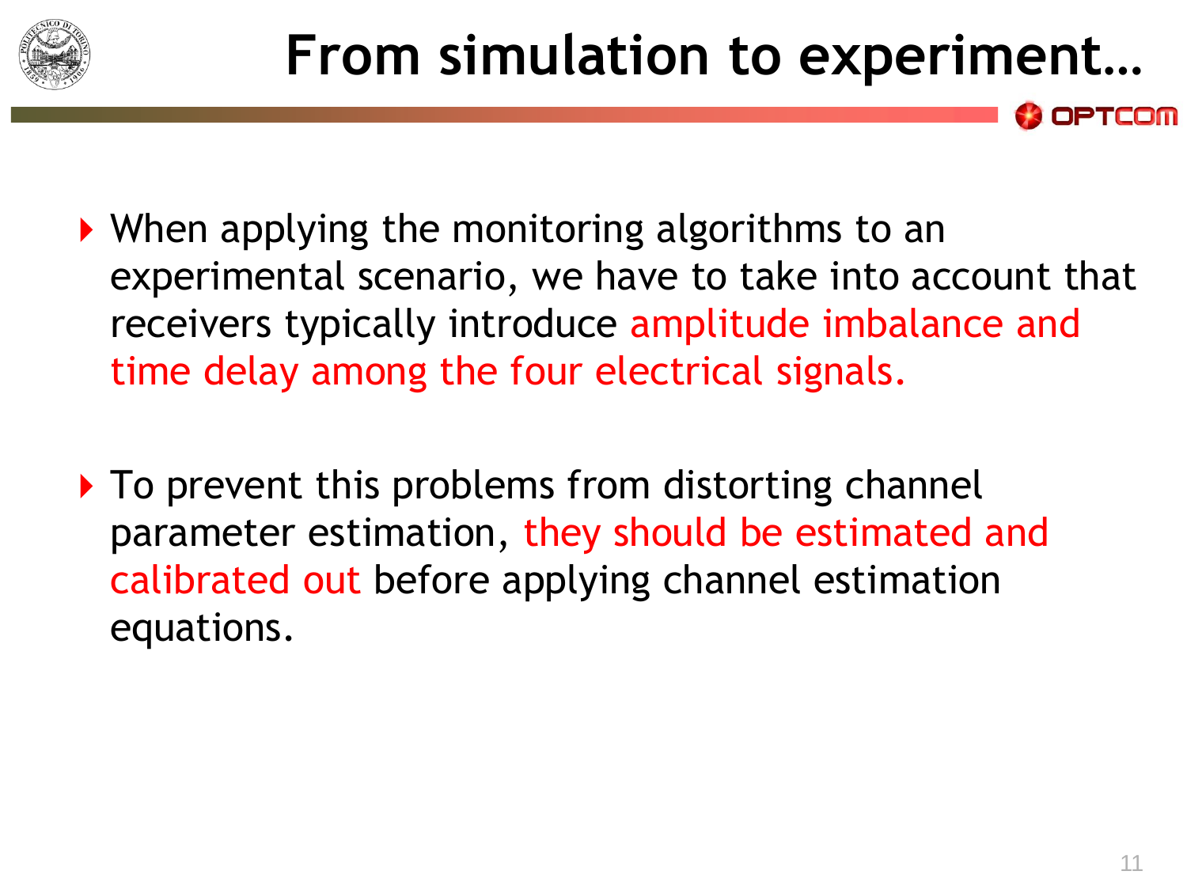# From simulation to experiment…

- When applying the monitoring algorithms to an experimental scenario, we have to take into account that receivers typically introduce amplitude imbalance and time delay among the four electrical signals.

- To prevent this problems from distorting channel parameter estimation, they should be estimated and calibrated out before applying channel estimation equations.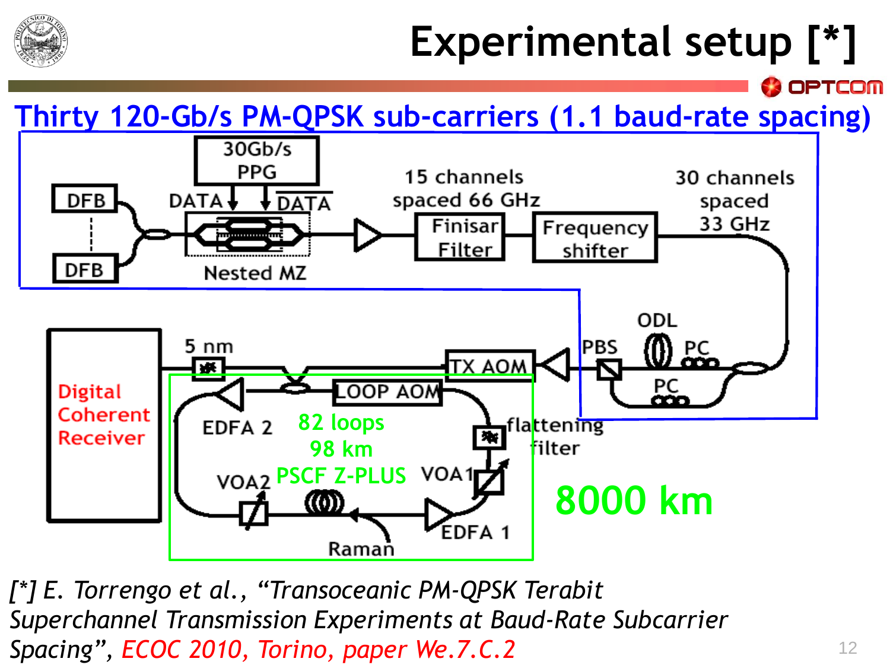# Experimental setup [*]

**Thirty 120-Gb/s PM-QPSK sub-carriers (1.1 baud-rate spacing)**

DFB

DFB

30Gb/s PPG

DATA

DATA

Nested MZ

15 channels spaced 66 GHz

Finisar Filter

Frequency shifter

30 channels spaced 33 GHz

ODL

PBS

PC

PC

TX AOM

5 nm

Digital Coherent Receiver

LOOP AOM

EDFA 2

82 loops

98 km

PSCF Z-PLUS

flattening filter

VOA2

VOA1

EDFA 1

Raman

**8000 km**

*[*] E. Torrengo et al., "Transoceanic PM-QPSK Terabit Superchannel Transmission Experiments at Baud-Rate Subcarrier Spacing", ECOC 2010, Torino, paper We.7.C.2*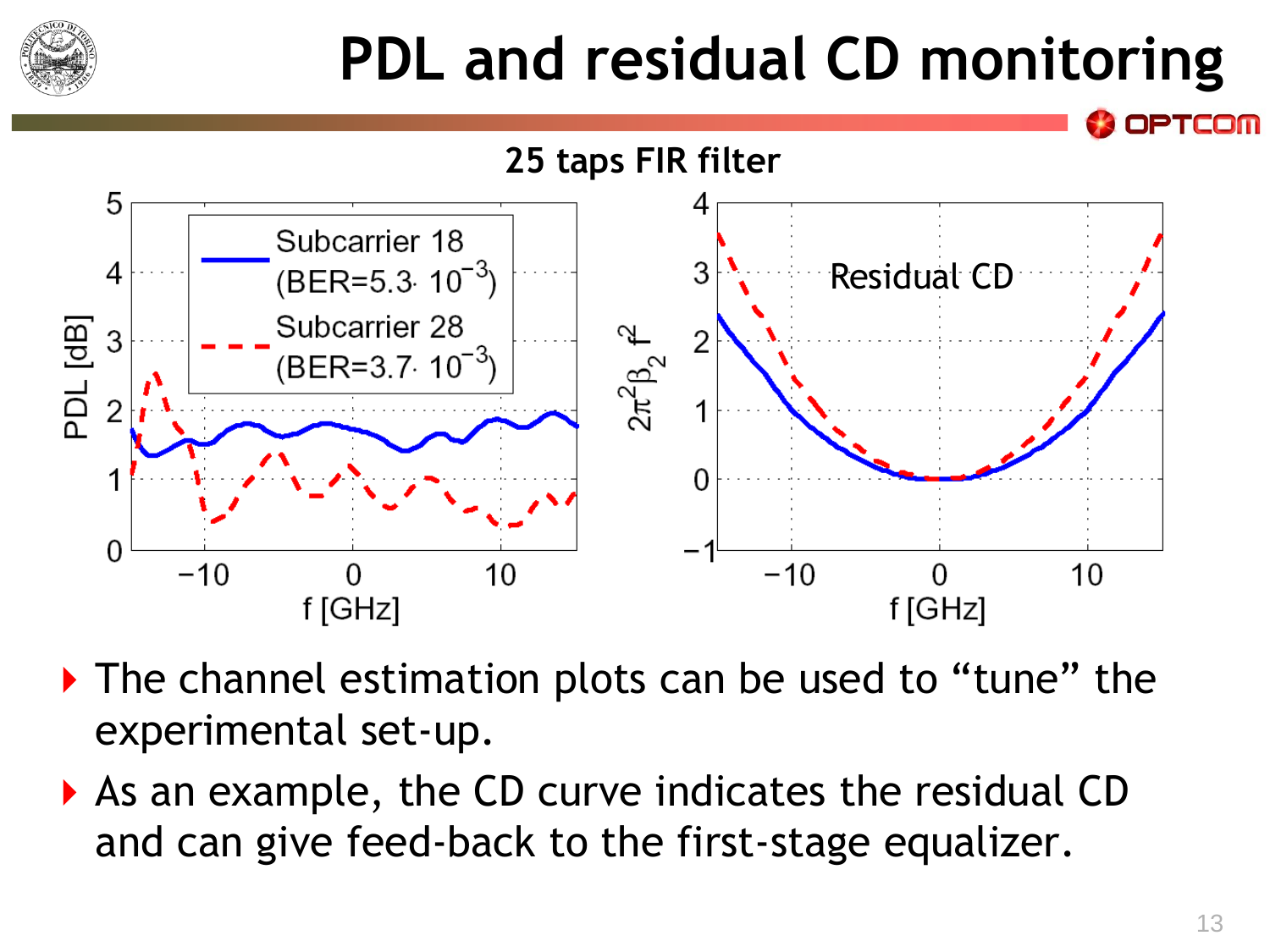# PDL and residual CD monitoring

**25 taps FIR filter**

- The channel estimation plots can be used to “tune” the experimental set-up.
- As an example, the CD curve indicates the residual CD and can give feed-back to the first-stage equalizer.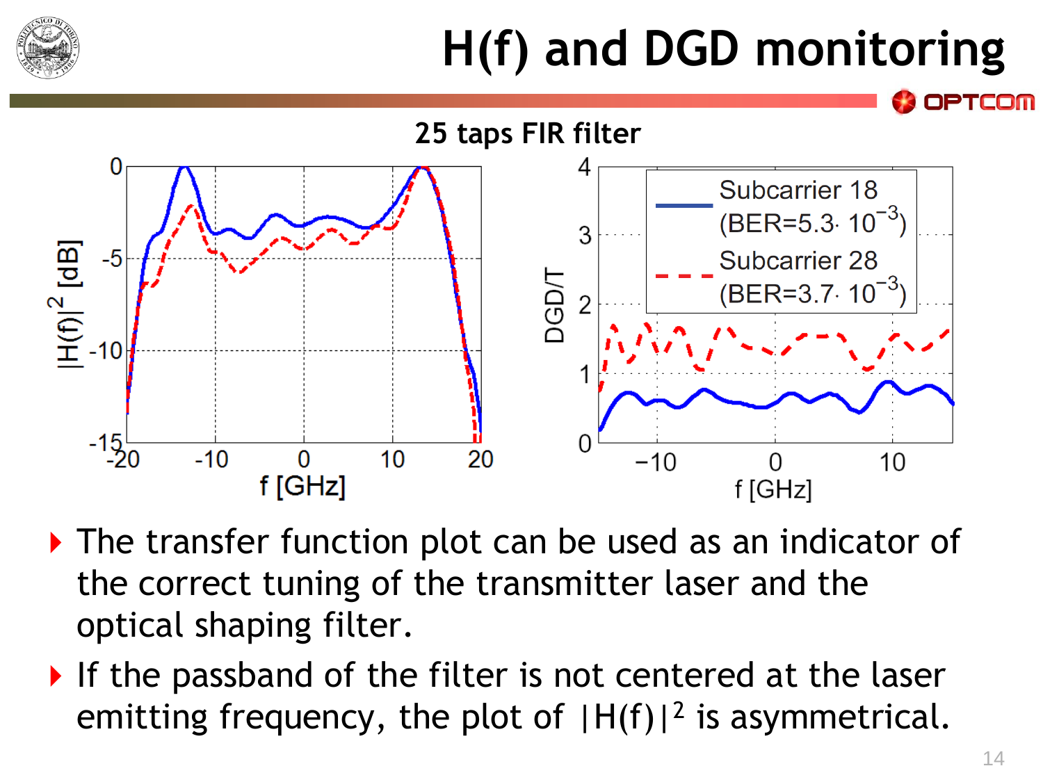# H(f) and DGD monitoring

25 taps FIR filter

- The transfer function plot can be used as an indicator of the correct tuning of the transmitter laser and the optical shaping filter.
- If the passband of the filter is not centered at the laser emitting frequency, the plot of $|H(f)|^2$ is asymmetrical.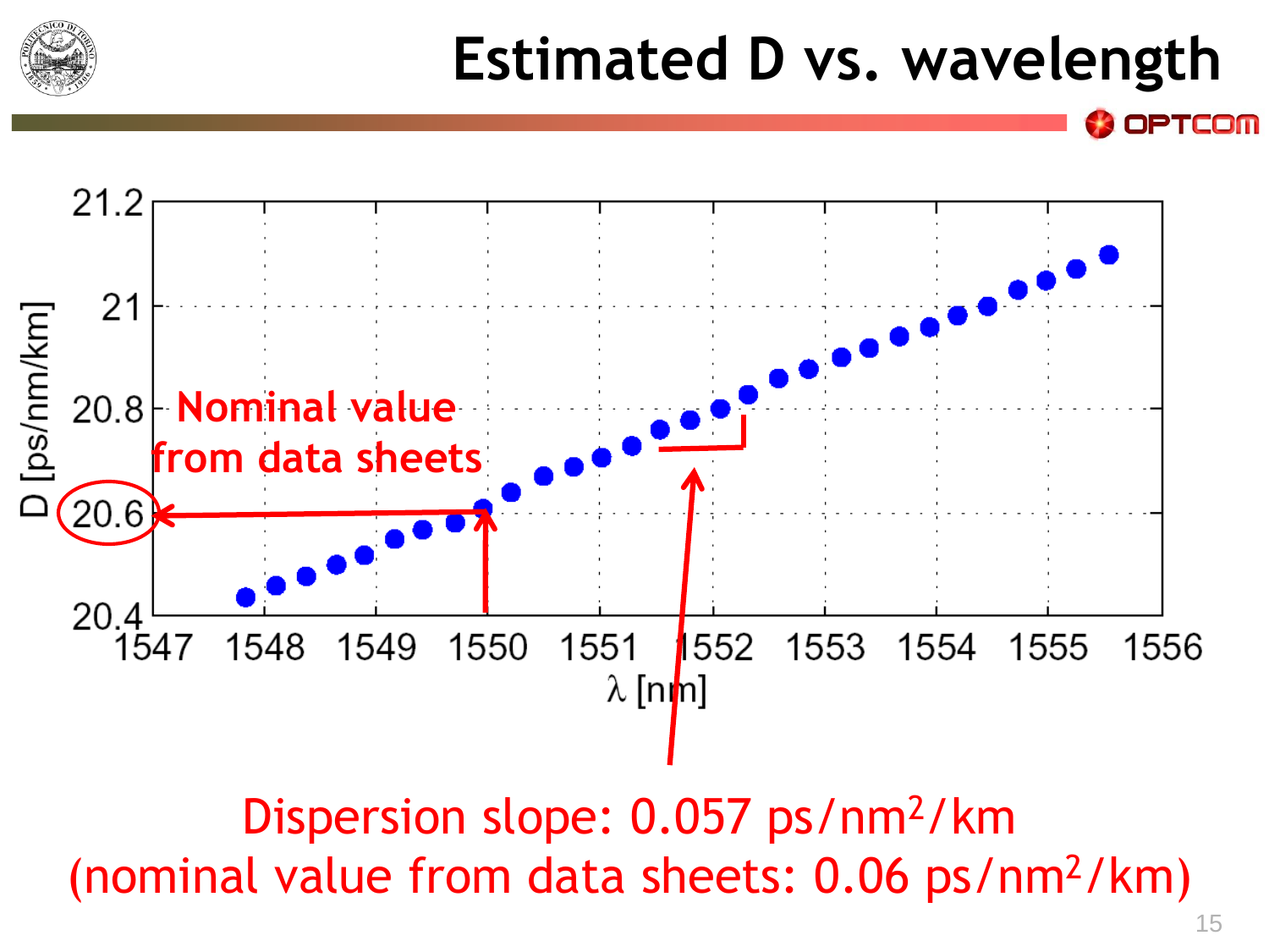# Estimated D vs. wavelength

Nominal value from data sheets

Dispersion slope: 0.057 ps/nm$^2$/km
(nominal value from data sheets: 0.06 ps/nm$^2$/km)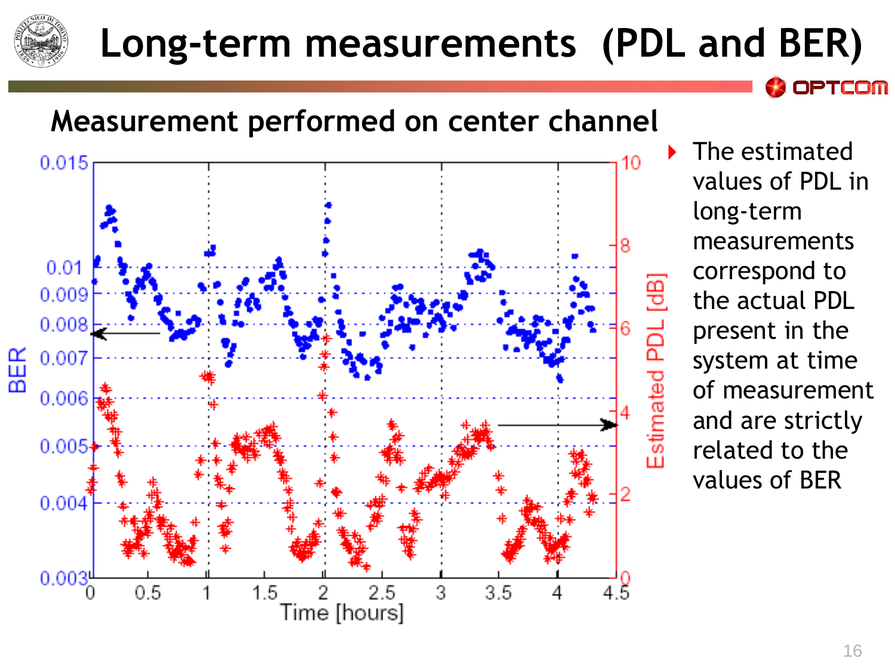# Long-term measurements (PDL and BER)

## Measurement performed on center channel

- The estimated values of PDL in long-term measurements correspond to the actual PDL present in the system at time of measurement and are strictly related to the values of BER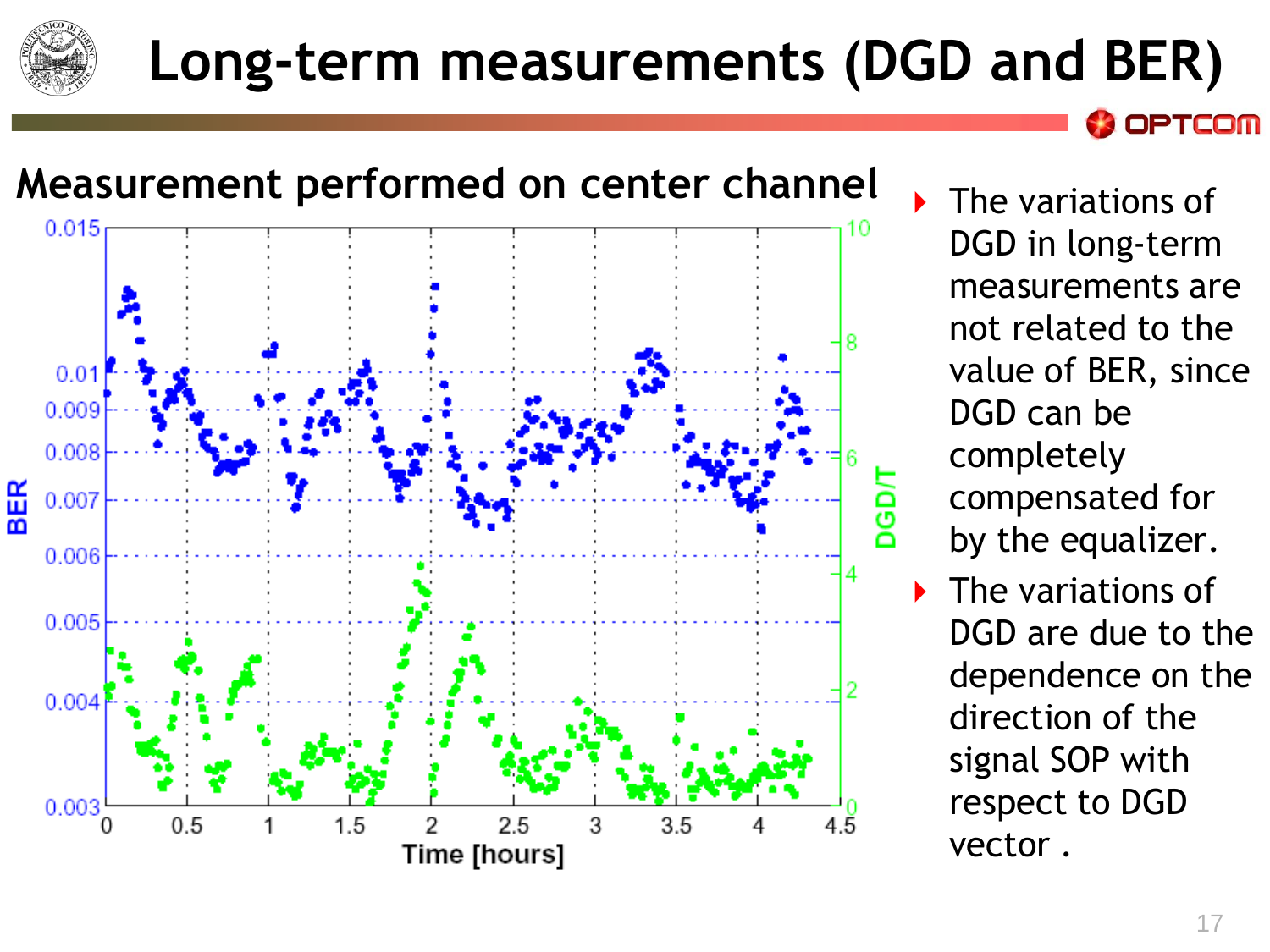# Long-term measurements (DGD and BER)

## Measurement performed on center channel

- The variations of DGD in long-term measurements are not related to the value of BER, since DGD can be completely compensated for by the equalizer.
- The variations of DGD are due to the dependence on the direction of the signal SOP with respect to DGD vector .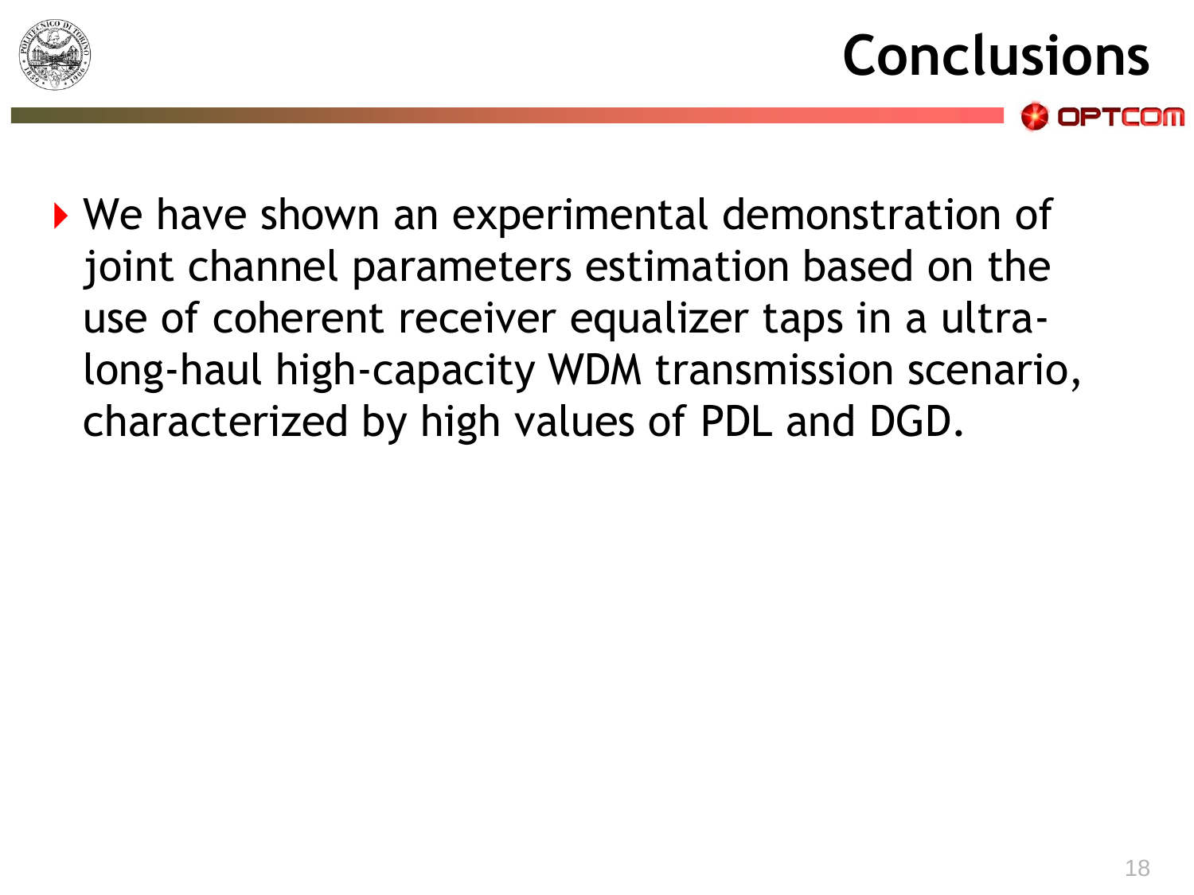# Conclusions

- We have shown an experimental demonstration of joint channel parameters estimation based on the use of coherent receiver equalizer taps in a ultra-long-haul high-capacity WDM transmission scenario, characterized by high values of PDL and DGD.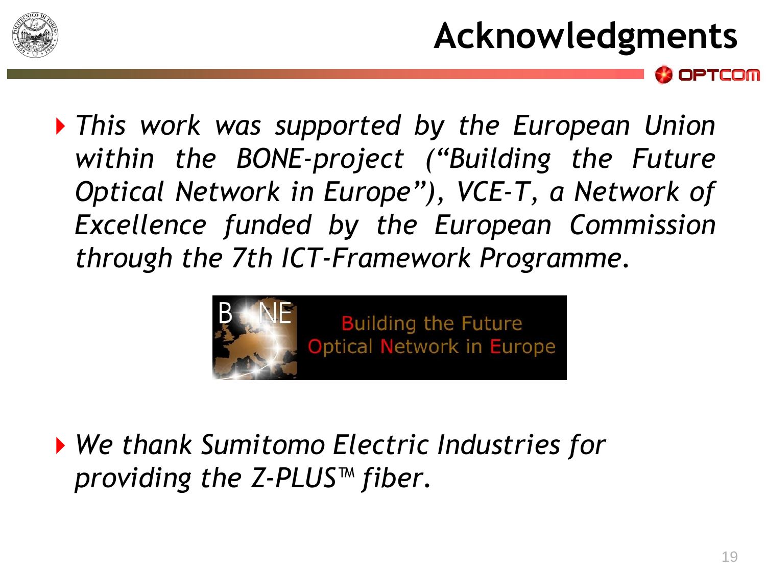# Acknowledgments

- *This work was supported by the European Union within the BONE-project ("Building the Future Optical Network in Europe"), VCE-T, a Network of Excellence funded by the European Commission through the 7th ICT-Framework Programme.*

BONE Building the Future Optical Network in Europe

- *We thank Sumitomo Electric Industries for providing the Z-PLUS™ fiber.*